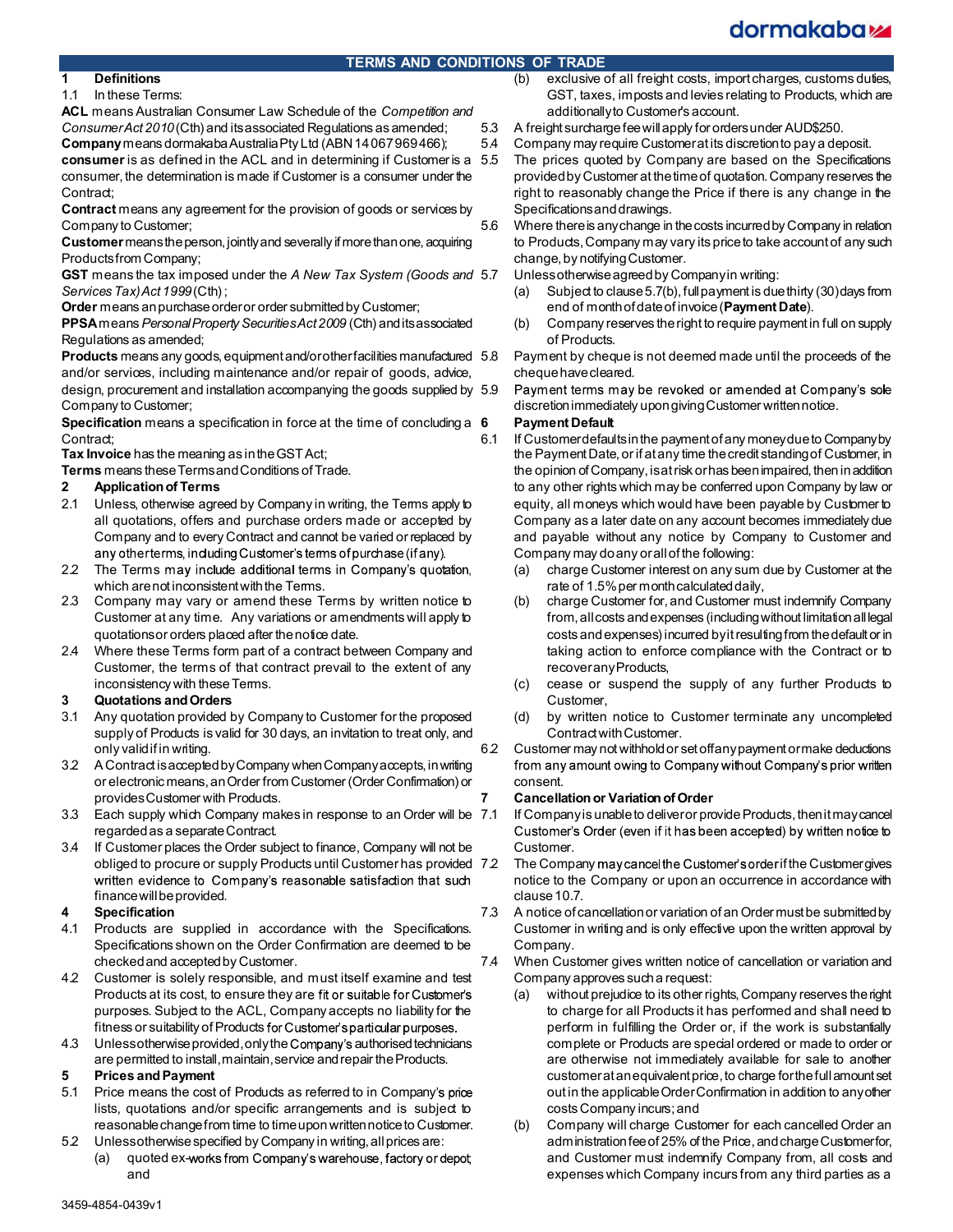# TERMS AND CONDITIONS OF TRADE

## 1 Definitions

1.1 In these Terms:

**ACL** means Australian Consumer Law Schedule of the *Competition and Consumer Act 2010* (Cth) and its associated Regulations as amended;

**Company** means dormakaba Australia Pty Ltd (ABN 14 067 969 466);

**consumer** is as defined in the ACL and in determining if Customer is a consumer, the determination is made if Customer is a consumer under the Contract;

**Contract** means any agreement for the provision of goods or services by Company to Customer;

**Customer** means the person, jointly and severally if more than one, acquiring Products from Company;

**GST** means the tax imposed under the *A New Tax System (Goods and Services Tax) Act 1999* (Cth) ;

**Order** means an purchase order or order submitted by Customer;

**PPSA** means *Personal Property Securities Act 2009* (Cth) and its associated Regulations as amended;

**Products** means any goods, equipment and/or other facilities manufactured and/or services, including maintenance and/or repair of goods, advice, design, procurement and installation accompanying the goods supplied by Company to Customer;

**Specification** means a specification in force at the time of concluding a Contract;

**Tax Invoice** has the meaning as in the GST Act;

**Terms** means these Terms and Conditions of Trade.

## 2 Application of Terms

2.1 Unless, otherwise agreed by Company in writing, the Terms apply to all quotations, offers and purchase orders made or accepted by Company and to every Contract and cannot be varied or replaced by any other terms, including Customer's terms of purchase (if any).

2.2 The Terms may include additional terms in Company's quotation, which are not inconsistent with the Terms.

2.3 Company may vary or amend these Terms by written notice to Customer at any time. Any variations or amendments will apply to quotations or orders placed after the notice date.

2.4 Where these Terms form part of a contract between Company and Customer, the terms of that contract prevail to the extent of any inconsistency with these Terms.

## 3 Quotations and Orders

3.1 Any quotation provided by Company to Customer for the proposed supply of Products is valid for 30 days, an invitation to treat only, and only valid if in writing.

3.2 A Contract is accepted by Company when Company accepts, in writing or electronic means, an Order from Customer (Order Confirmation) or provides Customer with Products.

3.3 Each supply which Company makes in response to an Order will be regarded as a separate Contract.

3.4 If Customer places the Order subject to finance, Company will not be obliged to procure or supply Products until Customer has provided written evidence to Company's reasonable satisfaction that such finance will be provided.

## 4 Specification

4.1 Products are supplied in accordance with the Specifications. Specifications shown on the Order Confirmation are deemed to be checked and accepted by Customer.

4.2 Customer is solely responsible, and must itself examine and test Products at its cost, to ensure they are fit or suitable for Customer's purposes. Subject to the ACL, Company accepts no liability for the fitness or suitability of Products for Customer's particular purposes.

4.3 Unless otherwise provided, only the Company's authorised technicians are permitted to install, maintain, service and repair the Products.

## 5 Prices and Payment

5.1 Price means the cost of Products as referred to in Company's price lists, quotations and/or specific arrangements and is subject to reasonable change from time to time upon written notice to Customer.

5.2 Unless otherwise specified by Company in writing, all prices are:

(a) quoted ex-works from Company's warehouse, factory or depot; and

(b) exclusive of all freight costs, import charges, customs duties, GST, taxes, imposts and levies relating to Products, which are additionally to Customer's account.

5.3 A freight surcharge fee will apply for orders under AUD$250.

5.4 Company may require Customer at its discretion to pay a deposit.

5.5 The prices quoted by Company are based on the Specifications provided by Customer at the time of quotation. Company reserves the right to reasonably change the Price if there is any change in the Specifications and drawings.

5.6 Where there is any change in the costs incurred by Company in relation to Products, Company may vary its price to take account of any such change, by notifying Customer.

5.7 Unless otherwise agreed by Company in writing:

(a) Subject to clause 5.7(b), full payment is due thirty (30) days from end of month of date of invoice (**Payment Date**).

(b) Company reserves the right to require payment in full on supply of Products.

5.8 Payment by cheque is not deemed made until the proceeds of the cheque have cleared.

5.9 Payment terms may be revoked or amended at Company's sole discretion immediately upon giving Customer written notice.

## 6 Payment Default

6.1 If Customer defaults in the payment of any money due to Company by the Payment Date, or if at any time the credit standing of Customer, in the opinion of Company, is at risk or has been impaired, then in addition to any other rights which may be conferred upon Company by law or equity, all moneys which would have been payable by Customer to Company as a later date on any account becomes immediately due and payable without any notice by Company to Customer and Company may do any or all of the following:

(a) charge Customer interest on any sum due by Customer at the rate of 1.5% per month calculated daily,

(b) charge Customer for, and Customer must indemnify Company from, all costs and expenses (including without limitation all legal costs and expenses) incurred by it resulting from the default or in taking action to enforce compliance with the Contract or to recover any Products,

(c) cease or suspend the supply of any further Products to Customer,

(d) by written notice to Customer terminate any uncompleted Contract with Customer.

6.2 Customer may not withhold or set off any payment or make deductions from any amount owing to Company without Company's prior written consent.

## 7 Cancellation or Variation of Order

7.1 If Company is unable to deliver or provide Products, then it may cancel Customer's Order (even if it has been accepted) by written notice to Customer.

7.2 The Company may cancel the Customer's order if the Customer gives notice to the Company or upon an occurrence in accordance with clause 10.7.

7.3 A notice of cancellation or variation of an Order must be submitted by Customer in writing and is only effective upon the written approval by Company.

7.4 When Customer gives written notice of cancellation or variation and Company approves such a request:

(a) without prejudice to its other rights, Company reserves the right to charge for all Products it has performed and shall need to perform in fulfilling the Order or, if the work is substantially complete or Products are special ordered or made to order or are otherwise not immediately available for sale to another customer at an equivalent price, to charge for the full amount set out in the applicable Order Confirmation in addition to any other costs Company incurs; and

(b) Company will charge Customer for each cancelled Order an administration fee of 25% of the Price, and charge Customer for, and Customer must indemnify Company from, all costs and expenses which Company incurs from any third parties as a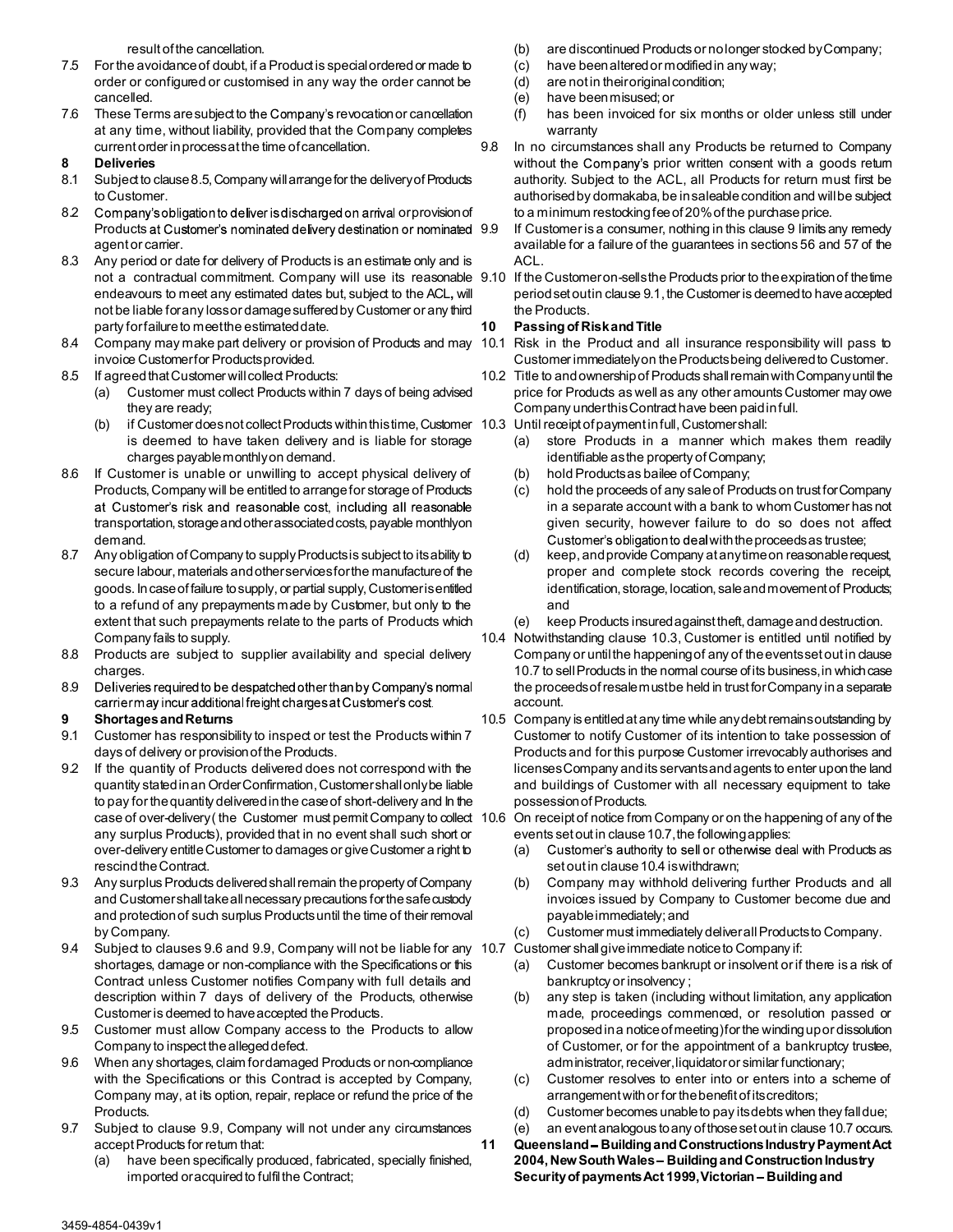result of the cancellation.

7.5 For the avoidance of doubt, if a Product is special ordered or made to order or configured or customised in any way the order cannot be cancelled.

7.6 These Terms are subject to the Company's revocation or cancellation at any time, without liability, provided that the Company completes current order in process at the time of cancellation.

**8 Deliveries**

8.1 Subject to clause 8.5, Company will arrange for the delivery of Products to Customer.

8.2 Company's obligation to deliver is discharged on arrival or provision of Products at Customer's nominated delivery destination or nominated agent or carrier.

8.3 Any period or date for delivery of Products is an estimate only and is not a contractual commitment. Company will use its reasonable endeavours to meet any estimated dates but, subject to the ACL, will not be liable for any loss or damage suffered by Customer or any third party for failure to meet the estimated date.

8.4 Company may make part delivery or provision of Products and may invoice Customer for Products provided.

8.5 If agreed that Customer will collect Products:

(a) Customer must collect Products within 7 days of being advised they are ready;

(b) if Customer does not collect Products within this time, Customer is deemed to have taken delivery and is liable for storage charges payable monthly on demand.

8.6 If Customer is unable or unwilling to accept physical delivery of Products, Company will be entitled to arrange for storage of Products at Customer's risk and reasonable cost, including all reasonable transportation, storage and other associated costs, payable monthly on demand.

8.7 Any obligation of Company to supply Products is subject to its ability to secure labour, materials and other services for the manufacture of the goods. In case of failure to supply, or partial supply, Customer is entitled to a refund of any prepayments made by Customer, but only to the extent that such prepayments relate to the parts of Products which Company fails to supply.

8.8 Products are subject to supplier availability and special delivery charges.

8.9 Deliveries required to be despatched other than by Company's normal carrier may incur additional freight charges at Customer's cost.

**9 Shortages and Returns**

9.1 Customer has responsibility to inspect or test the Products within 7 days of delivery or provision of the Products.

9.2 If the quantity of Products delivered does not correspond with the quantity stated in an Order Confirmation, Customer shall only be liable to pay for the quantity delivered in the case of short-delivery and In the case of over-delivery ( the Customer must permit Company to collect any surplus Products), provided that in no event shall such short or over-delivery entitle Customer to damages or give Customer a right to rescind the Contract.

9.3 Any surplus Products delivered shall remain the property of Company and Customer shall take all necessary precautions for the safe custody and protection of such surplus Products until the time of their removal by Company.

9.4 Subject to clauses 9.6 and 9.9, Company will not be liable for any shortages, damage or non-compliance with the Specifications or this Contract unless Customer notifies Company with full details and description within 7 days of delivery of the Products, otherwise Customer is deemed to have accepted the Products.

9.5 Customer must allow Company access to the Products to allow Company to inspect the alleged defect.

9.6 When any shortages, claim for damaged Products or non-compliance with the Specifications or this Contract is accepted by Company, Company may, at its option, repair, replace or refund the price of the Products.

9.7 Subject to clause 9.9, Company will not under any circumstances accept Products for return that:

(a) have been specifically produced, fabricated, specially finished, imported or acquired to fulfil the Contract;

(b) are discontinued Products or no longer stocked by Company;

(c) have been altered or modified in any way;

(d) are not in their original condition;

(e) have been misused; or

(f) has been invoiced for six months or older unless still under warranty

9.8 In no circumstances shall any Products be returned to Company without the Company's prior written consent with a goods return authority. Subject to the ACL, all Products for return must first be authorised by dormakaba, be in saleable condition and will be subject to a minimum restocking fee of 20% of the purchase price.

9.9 If Customer is a consumer, nothing in this clause 9 limits any remedy available for a failure of the guarantees in sections 56 and 57 of the ACL.

9.10 If the Customer on-sells the Products prior to the expiration of the time period set out in clause 9.1, the Customer is deemed to have accepted the Products.

**10 Passing of Risk and Title**

10.1 Risk in the Product and all insurance responsibility will pass to Customer immediately on the Products being delivered to Customer.

10.2 Title to and ownership of Products shall remain with Company until the price for Products as well as any other amounts Customer may owe Company under this Contract have been paid in full.

10.3 Until receipt of payment in full, Customer shall:

(a) store Products in a manner which makes them readily identifiable as the property of Company;

(b) hold Products as bailee of Company;

(c) hold the proceeds of any sale of Products on trust for Company in a separate account with a bank to whom Customer has not given security, however failure to do so does not affect Customer's obligation to deal with the proceeds as trustee;

(d) keep, and provide Company at any time on reasonable request, proper and complete stock records covering the receipt, identification, storage, location, sale and movement of Products; and

(e) keep Products insured against theft, damage and destruction.

10.4 Notwithstanding clause 10.3, Customer is entitled until notified by Company or until the happening of any of the events set out in clause 10.7 to sell Products in the normal course of its business, in which case the proceeds of resale must be held in trust for Company in a separate account.

10.5 Company is entitled at any time while any debt remains outstanding by Customer to notify Customer of its intention to take possession of Products and for this purpose Customer irrevocably authorises and licenses Company and its servants and agents to enter upon the land and buildings of Customer with all necessary equipment to take possession of Products.

10.6 On receipt of notice from Company or on the happening of any of the events set out in clause 10.7, the following applies:

(a) Customer's authority to sell or otherwise deal with Products as set out in clause 10.4 is withdrawn;

(b) Company may withhold delivering further Products and all invoices issued by Company to Customer become due and payable immediately; and

(c) Customer must immediately deliver all Products to Company.

10.7 Customer shall give immediate notice to Company if:

(a) Customer becomes bankrupt or insolvent or if there is a risk of bankruptcy or insolvency ;

(b) any step is taken (including without limitation, any application made, proceedings commenced, or resolution passed or proposed in a notice of meeting) for the winding up or dissolution of Customer, or for the appointment of a bankruptcy trustee, administrator, receiver, liquidator or similar functionary;

(c) Customer resolves to enter into or enters into a scheme of arrangement with or for the benefit of its creditors;

(d) Customer becomes unable to pay its debts when they fall due;

(e) an event analogous to any of those set out in clause 10.7 occurs.

**11 Queensland – Building and Constructions Industry Payment Act 2004, New South Wales – Building and Construction Industry Security of payments Act 1999, Victorian – Building and**

3459-4854-0439v1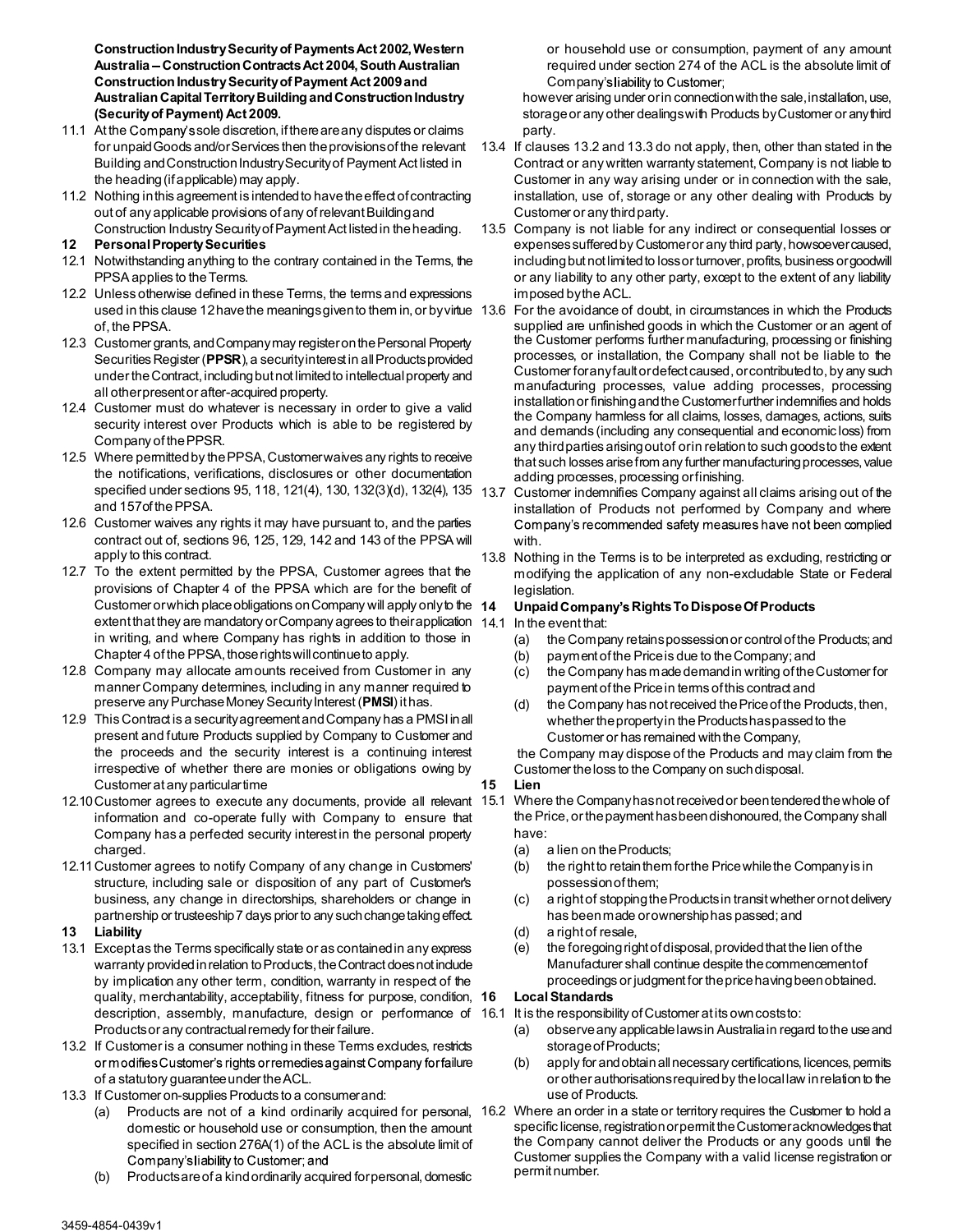**Construction Industry Security of Payments Act 2002, Western Australia – Construction Contracts Act 2004, South Australian Construction Industry Security of Payment Act 2009 and Australian Capital Territory Building and Construction Industry (Security of Payment) Act 2009.**

11.1 At the Company's sole discretion, if there are any disputes or claims for unpaid Goods and/or Services then the provisions of the relevant Building and Construction Industry Security of Payment Act listed in the heading (if applicable) may apply.

11.2 Nothing in this agreement is intended to have the effect of contracting out of any applicable provisions of any of relevant Building and Construction Industry Security of Payment Act listed in the heading.

**12 Personal Property Securities**

12.1 Notwithstanding anything to the contrary contained in the Terms, the PPSA applies to the Terms.

12.2 Unless otherwise defined in these Terms, the terms and expressions used in this clause 12 have the meanings given to them in, or by virtue of, the PPSA.

12.3 Customer grants, and Company may register on the Personal Property Securities Register (**PPSR**), a security interest in all Products provided under the Contract, including but not limited to intellectual property and all other present or after-acquired property.

12.4 Customer must do whatever is necessary in order to give a valid security interest over Products which is able to be registered by Company of the PPSR.

12.5 Where permitted by the PPSA, Customer waives any rights to receive the notifications, verifications, disclosures or other documentation specified under sections 95, 118, 121(4), 130, 132(3)(d), 132(4), 135 and 157 of the PPSA.

12.6 Customer waives any rights it may have pursuant to, and the parties contract out of, sections 96, 125, 129, 142 and 143 of the PPSA will apply to this contract.

12.7 To the extent permitted by the PPSA, Customer agrees that the provisions of Chapter 4 of the PPSA which are for the benefit of Customer or which place obligations on Company will apply only to the extent that they are mandatory or Company agrees to their application in writing, and where Company has rights in addition to those in Chapter 4 of the PPSA, those rights will continue to apply.

12.8 Company may allocate amounts received from Customer in any manner Company determines, including in any manner required to preserve any Purchase Money Security Interest (**PMSI**) it has.

12.9 This Contract is a security agreement and Company has a PMSI in all present and future Products supplied by Company to Customer and the proceeds and the security interest is a continuing interest irrespective of whether there are monies or obligations owing by Customer at any particular time

12.10 Customer agrees to execute any documents, provide all relevant information and co-operate fully with Company to ensure that Company has a perfected security interest in the personal property charged.

12.11 Customer agrees to notify Company of any change in Customers' structure, including sale or disposition of any part of Customer's business, any change in directorships, shareholders or change in partnership or trusteeship 7 days prior to any such change taking effect.

**13 Liability**

13.1 Except as the Terms specifically state or as contained in any express warranty provided in relation to Products, the Contract does not include by implication any other term, condition, warranty in respect of the quality, merchantability, acceptability, fitness for purpose, condition, description, assembly, manufacture, design or performance of Products or any contractual remedy for their failure.

13.2 If Customer is a consumer nothing in these Terms excludes, restricts or modifies Customer's rights or remedies against Company for failure of a statutory guarantee under the ACL.

13.3 If Customer on-supplies Products to a consumer and:

(a) Products are not of a kind ordinarily acquired for personal, domestic or household use or consumption, then the amount specified in section 276A(1) of the ACL is the absolute limit of Company's liability to Customer; and

(b) Products are of a kind ordinarily acquired for personal, domestic or household use or consumption, payment of any amount required under section 274 of the ACL is the absolute limit of Company's liability to Customer;

however arising under or in connection with the sale, installation, use, storage or any other dealings with Products by Customer or any third party.

13.4 If clauses 13.2 and 13.3 do not apply, then, other than stated in the Contract or any written warranty statement, Company is not liable to Customer in any way arising under or in connection with the sale, installation, use of, storage or any other dealing with Products by Customer or any third party.

13.5 Company is not liable for any indirect or consequential losses or expenses suffered by Customer or any third party, howsoever caused, including but not limited to loss or turnover, profits, business or goodwill or any liability to any other party, except to the extent of any liability imposed by the ACL.

13.6 For the avoidance of doubt, in circumstances in which the Products supplied are unfinished goods in which the Customer or an agent of the Customer performs further manufacturing, processing or finishing processes, or installation, the Company shall not be liable to the Customer for any fault or defect caused, or contributed to, by any such manufacturing processes, value adding processes, processing installation or finishing and the Customer further indemnifies and holds the Company harmless for all claims, losses, damages, actions, suits and demands (including any consequential and economic loss) from any third parties arising out of or in relation to such goods to the extent that such losses arise from any further manufacturing processes, value adding processes, processing or finishing.

13.7 Customer indemnifies Company against all claims arising out of the installation of Products not performed by Company and where Company's recommended safety measures have not been complied with.

13.8 Nothing in the Terms is to be interpreted as excluding, restricting or modifying the application of any non-excludable State or Federal legislation.

**14 Unpaid Company's Rights To Dispose Of Products**

14.1 In the event that:

(a) the Company retains possession or control of the Products; and

(b) payment of the Price is due to the Company; and

(c) the Company has made demand in writing of the Customer for payment of the Price in terms of this contract and

(d) the Company has not received the Price of the Products, then, whether the property in the Products has passed to the Customer or has remained with the Company,

the Company may dispose of the Products and may claim from the Customer the loss to the Company on such disposal.

**15 Lien**

15.1 Where the Company has not received or been tendered the whole of the Price, or the payment has been dishonoured, the Company shall have:

(a) a lien on the Products;

(b) the right to retain them for the Price while the Company is in possession of them;

(c) a right of stopping the Products in transit whether or not delivery has been made or ownership has passed; and

(d) a right of resale,

(e) the foregoing right of disposal, provided that the lien of the Manufacturer shall continue despite the commencement of proceedings or judgment for the price having been obtained.

**16 Local Standards**

16.1 It is the responsibility of Customer at its own costs to:

(a) observe any applicable laws in Australia in regard to the use and storage of Products;

(b) apply for and obtain all necessary certifications, licences, permits or other authorisations required by the local law in relation to the use of Products.

16.2 Where an order in a state or territory requires the Customer to hold a specific license, registration or permit the Customer acknowledges that the Company cannot deliver the Products or any goods until the Customer supplies the Company with a valid license registration or permit number.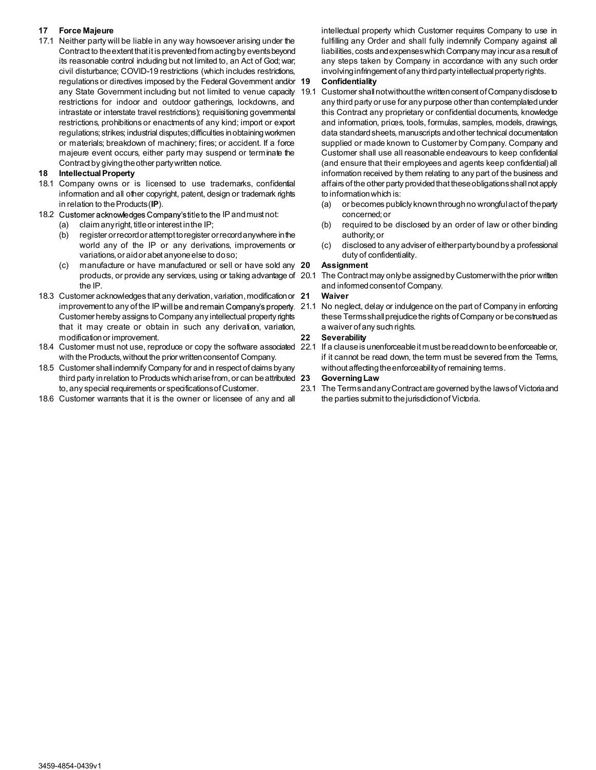## 17 Force Majeure

17.1 Neither party will be liable in any way howsoever arising under the Contract to the extent that it is prevented from acting by events beyond its reasonable control including but not limited to, an Act of God; war; civil disturbance; COVID-19 restrictions (which includes restrictions, regulations or directives imposed by the Federal Government and/or any State Government including but not limited to venue capacity restrictions for indoor and outdoor gatherings, lockdowns, and intrastate or interstate travel restrictions); requisitioning governmental restrictions, prohibitions or enactments of any kind; import or export regulations; strikes; industrial disputes; difficulties in obtaining workmen or materials; breakdown of machinery; fires; or accident. If a force majeure event occurs, either party may suspend or terminate the Contract by giving the other party written notice.

## 18 Intellectual Property

18.1 Company owns or is licensed to use trademarks, confidential information and all other copyright, patent, design or trademark rights in relation to the Products (**IP**).

18.2 Customer acknowledges Company's title to the IP and must not:

- (a) claim any right, title or interest in the IP;
- (b) register or record or attempt to register or record anywhere in the world any of the IP or any derivations, improvements or variations, or aid or abet anyone else to do so;
- (c) manufacture or have manufactured or sell or have sold any products, or provide any services, using or taking advantage of the IP.

18.3 Customer acknowledges that any derivation, variation, modification or improvement to any of the IP will be and remain Company's property. Customer hereby assigns to Company any intellectual property rights that it may create or obtain in such any derivation, variation, modification or improvement.

18.4 Customer must not use, reproduce or copy the software associated with the Products, without the prior written consent of Company.

18.5 Customer shall indemnify Company for and in respect of claims by any third party in relation to Products which arise from, or can be attributed to, any special requirements or specifications of Customer.

18.6 Customer warrants that it is the owner or licensee of any and all intellectual property which Customer requires Company to use in fulfilling any Order and shall fully indemnify Company against all liabilities, costs and expenses which Company may incur as a result of any steps taken by Company in accordance with any such order involving infringement of any third party intellectual property rights.

## 19 Confidentiality

19.1 Customer shall not without the written consent of Company disclose to any third party or use for any purpose other than contemplated under this Contract any proprietary or confidential documents, knowledge and information, prices, tools, formulas, samples, models, drawings, data standard sheets, manuscripts and other technical documentation supplied or made known to Customer by Company. Company and Customer shall use all reasonable endeavours to keep confidential (and ensure that their employees and agents keep confidential) all information received by them relating to any part of the business and affairs of the other party provided that these obligations shall not apply to information which is:

- (a) or becomes publicly known through no wrongful act of the party concerned; or
- (b) required to be disclosed by an order of law or other binding authority; or
- (c) disclosed to any adviser of either party bound by a professional duty of confidentiality.

## 20 Assignment

20.1 The Contract may only be assigned by Customer with the prior written and informed consent of Company.

## 21 Waiver

21.1 No neglect, delay or indulgence on the part of Company in enforcing these Terms shall prejudice the rights of Company or be construed as a waiver of any such rights.

## 22 Severability

22.1 If a clause is unenforceable it must be read down to be enforceable or, if it cannot be read down, the term must be severed from the Terms, without affecting the enforceability of remaining terms.

## 23 Governing Law

23.1 The Terms and any Contract are governed by the laws of Victoria and the parties submit to the jurisdiction of Victoria.

3459-4854-0439v1